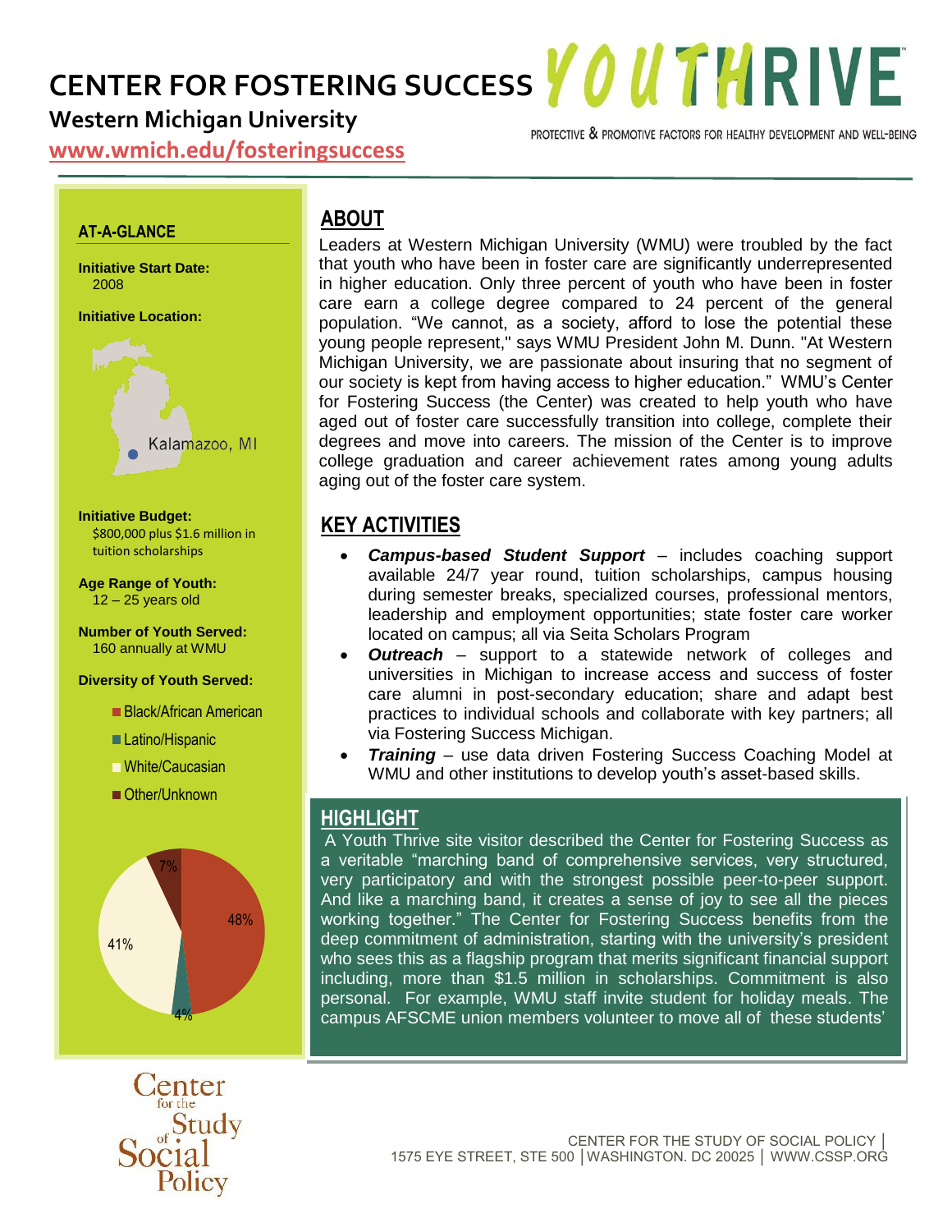# CENTER FOR FOSTERING SUCCESS

**Western Michigan University**

www.wmich.edu/fosteringsuccess

YOUTHRIVE — PROTECTIVE & PROMOTIVE FACTORS FOR HEALTHY DEVELOPMENT AND WELL-BEING

### AT-A-GLANCE

**Initiative Start Date:**
2008

**Initiative Location:**
Kalamazoo, MI

**Initiative Budget:**
$800,000 plus $1.6 million in tuition scholarships

**Age Range of Youth:**
12 – 25 years old

**Number of Youth Served:**
160 annually at WMU

**Diversity of Youth Served:**

- Black/African American: 48%
- Latino/Hispanic: 4%
- White/Caucasian: 41%
- Other/Unknown: 7%

## ABOUT

Leaders at Western Michigan University (WMU) were troubled by the fact that youth who have been in foster care are significantly underrepresented in higher education. Only three percent of youth who have been in foster care earn a college degree compared to 24 percent of the general population. "We cannot, as a society, afford to lose the potential these young people represent," says WMU President John M. Dunn. "At Western Michigan University, we are passionate about insuring that no segment of our society is kept from having access to higher education." WMU's Center for Fostering Success (the Center) was created to help youth who have aged out of foster care successfully transition into college, complete their degrees and move into careers. The mission of the Center is to improve college graduation and career achievement rates among young adults aging out of the foster care system.

## KEY ACTIVITIES

- ***Campus-based Student Support*** – includes coaching support available 24/7 year round, tuition scholarships, campus housing during semester breaks, specialized courses, professional mentors, leadership and employment opportunities; state foster care worker located on campus; all via Seita Scholars Program
- ***Outreach*** – support to a statewide network of colleges and universities in Michigan to increase access and success of foster care alumni in post-secondary education; share and adapt best practices to individual schools and collaborate with key partners; all via Fostering Success Michigan.
- ***Training*** – use data driven Fostering Success Coaching Model at WMU and other institutions to develop youth's asset-based skills.

## HIGHLIGHT

A Youth Thrive site visitor described the Center for Fostering Success as a veritable "marching band of comprehensive services, very structured, very participatory and with the strongest possible peer-to-peer support. And like a marching band, it creates a sense of joy to see all the pieces working together." The Center for Fostering Success benefits from the deep commitment of administration, starting with the university's president who sees this as a flagship program that merits significant financial support including, more than $1.5 million in scholarships. Commitment is also personal. For example, WMU staff invite student for holiday meals. The campus AFSCME union members volunteer to move all of these students'

Center for the Study of Social Policy

CENTER FOR THE STUDY OF SOCIAL POLICY | 1575 EYE STREET, STE 500 | WASHINGTON. DC 20025 | WWW.CSSP.ORG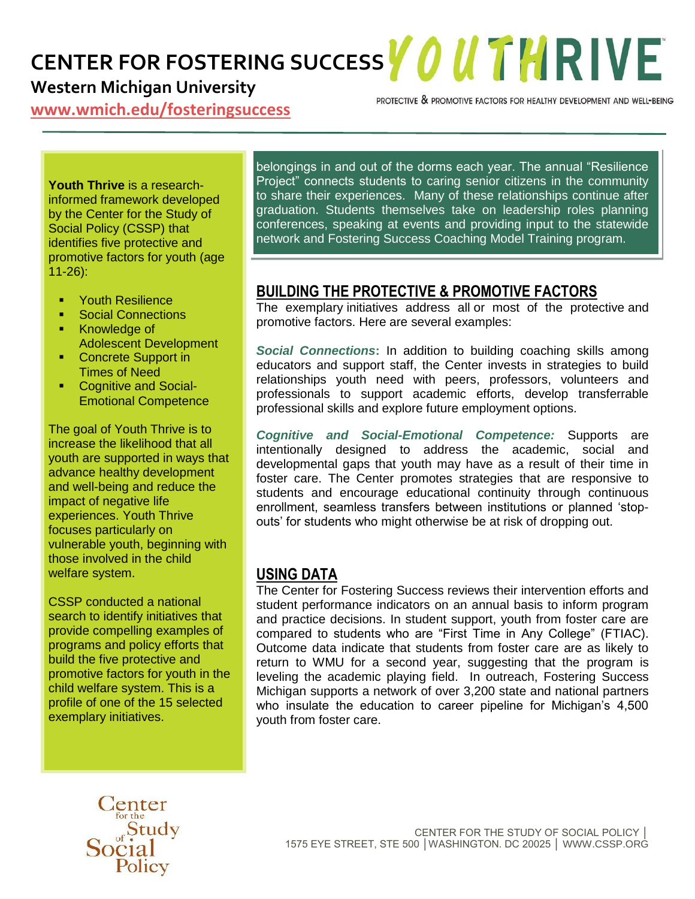# CENTER FOR FOSTERING SUCCESS

**Western Michigan University**

www.wmich.edu/fosteringsuccess

YOUTHRIVE

PROTECTIVE & PROMOTIVE FACTORS FOR HEALTHY DEVELOPMENT AND WELL-BEING

**Youth Thrive** is a research-informed framework developed by the Center for the Study of Social Policy (CSSP) that identifies five protective and promotive factors for youth (age 11-26):

- Youth Resilience
- Social Connections
- Knowledge of Adolescent Development
- Concrete Support in Times of Need
- Cognitive and Social-Emotional Competence

The goal of Youth Thrive is to increase the likelihood that all youth are supported in ways that advance healthy development and well-being and reduce the impact of negative life experiences. Youth Thrive focuses particularly on vulnerable youth, beginning with those involved in the child welfare system.

CSSP conducted a national search to identify initiatives that provide compelling examples of programs and policy efforts that build the five protective and promotive factors for youth in the child welfare system. This is a profile of one of the 15 selected exemplary initiatives.

belongings in and out of the dorms each year. The annual "Resilience Project" connects students to caring senior citizens in the community to share their experiences. Many of these relationships continue after graduation. Students themselves take on leadership roles planning conferences, speaking at events and providing input to the statewide network and Fostering Success Coaching Model Training program.

## BUILDING THE PROTECTIVE & PROMOTIVE FACTORS

The exemplary initiatives address all or most of the protective and promotive factors. Here are several examples:

***Social Connections*****:** In addition to building coaching skills among educators and support staff, the Center invests in strategies to build relationships youth need with peers, professors, volunteers and professionals to support academic efforts, develop transferrable professional skills and explore future employment options.

***Cognitive and Social-Emotional Competence:*** Supports are intentionally designed to address the academic, social and developmental gaps that youth may have as a result of their time in foster care. The Center promotes strategies that are responsive to students and encourage educational continuity through continuous enrollment, seamless transfers between institutions or planned 'stop-outs' for students who might otherwise be at risk of dropping out.

## USING DATA

The Center for Fostering Success reviews their intervention efforts and student performance indicators on an annual basis to inform program and practice decisions. In student support, youth from foster care are compared to students who are "First Time in Any College" (FTIAC). Outcome data indicate that students from foster care are as likely to return to WMU for a second year, suggesting that the program is leveling the academic playing field. In outreach, Fostering Success Michigan supports a network of over 3,200 state and national partners who insulate the education to career pipeline for Michigan's 4,500 youth from foster care.

Center for the Study of Social Policy

CENTER FOR THE STUDY OF SOCIAL POLICY | 1575 EYE STREET, STE 500 | WASHINGTON. DC 20025 | WWW.CSSP.ORG